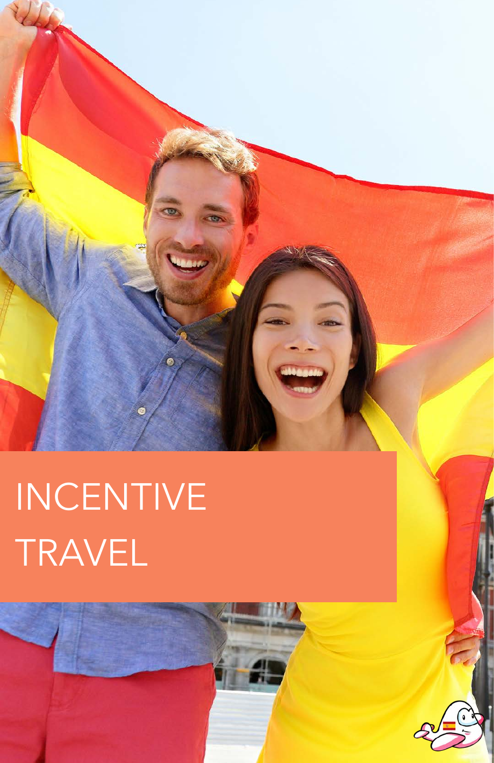# INCENTIVE TRAVEL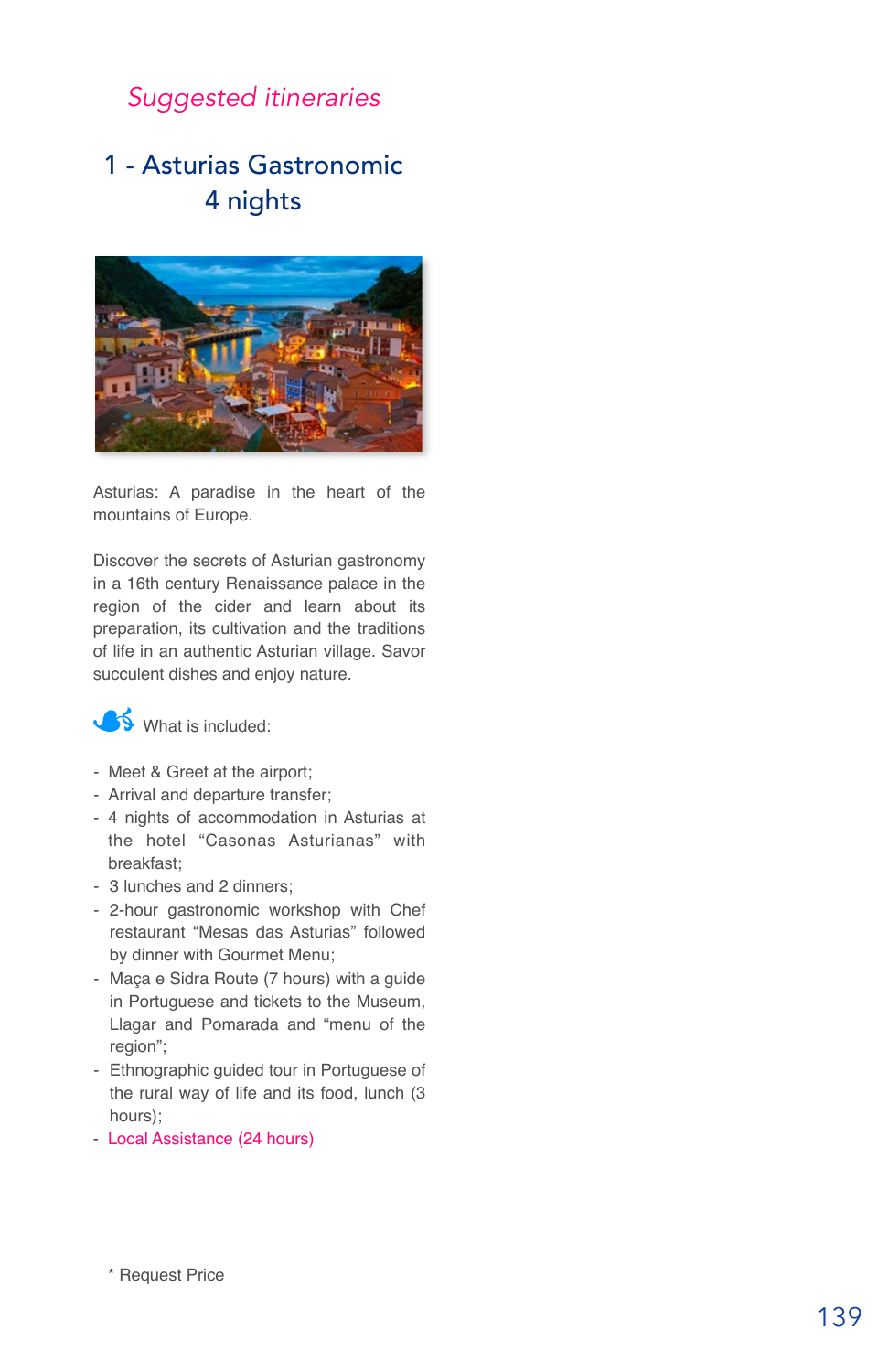*Suggested itineraries*

## 1 - Asturias Gastronomic 4 nights

Asturias: A paradise in the heart of the mountains of Europe.

Discover the secrets of Asturian gastronomy in a 16th century Renaissance palace in the region of the cider and learn about its preparation, its cultivation and the traditions of life in an authentic Asturian village. Savor succulent dishes and enjoy nature.

What is included:

- Meet & Greet at the airport;
- Arrival and departure transfer;
- 4 nights of accommodation in Asturias at the hotel "Casonas Asturianas" with breakfast;
- 3 lunches and 2 dinners;
- 2-hour gastronomic workshop with Chef restaurant "Mesas das Asturias" followed by dinner with Gourmet Menu;
- Maça e Sidra Route (7 hours) with a guide in Portuguese and tickets to the Museum, Llagar and Pomarada and "menu of the region";
- Ethnographic guided tour in Portuguese of the rural way of life and its food, lunch (3 hours);
- Local Assistance (24 hours)

\* Request Price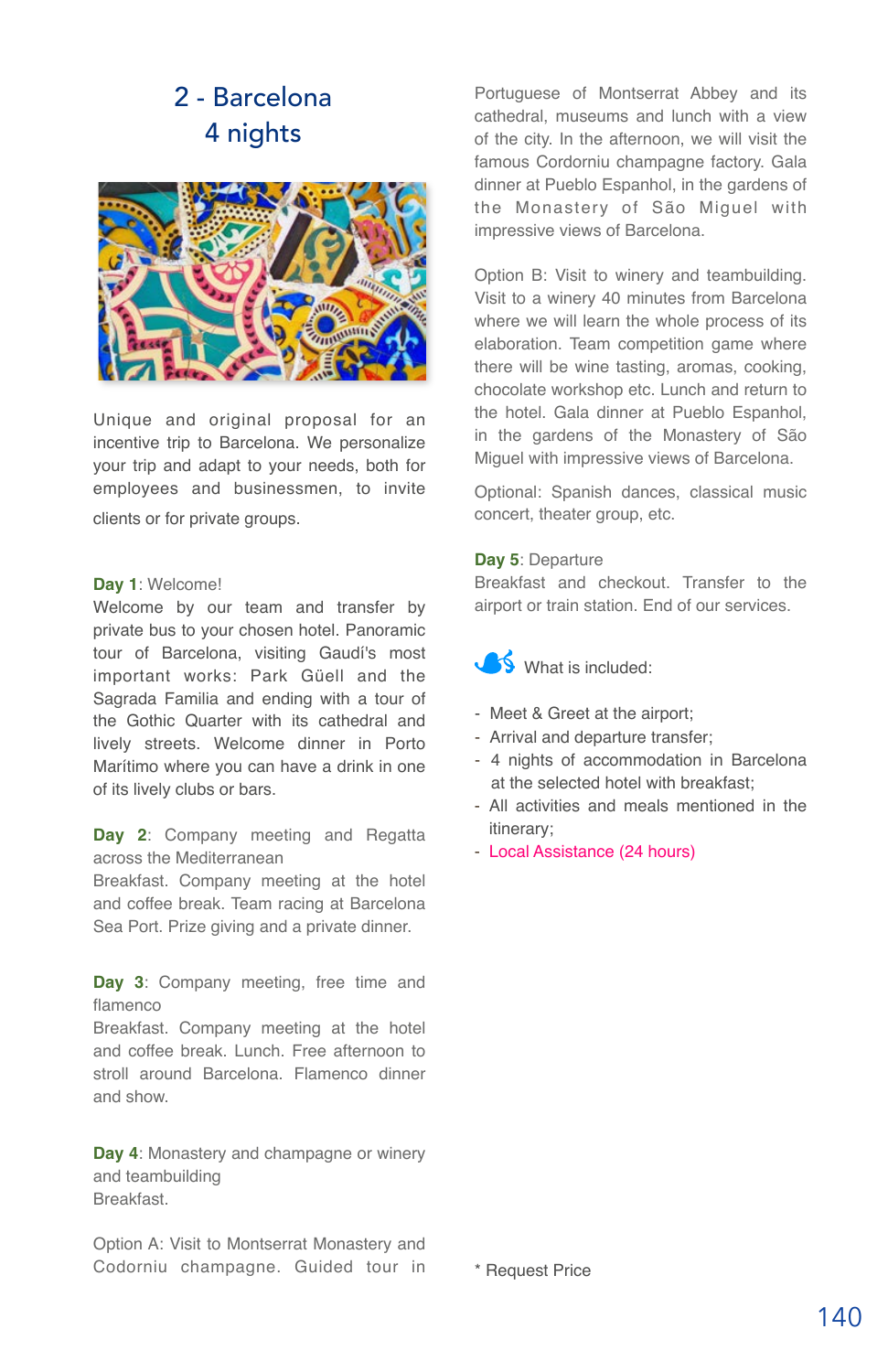# 2 - Barcelona
## 4 nights

Unique and original proposal for an incentive trip to Barcelona. We personalize your trip and adapt to your needs, both for employees and businessmen, to invite clients or for private groups.

**Day 1**: Welcome!
Welcome by our team and transfer by private bus to your chosen hotel. Panoramic tour of Barcelona, visiting Gaudí's most important works: Park Güell and the Sagrada Familia and ending with a tour of the Gothic Quarter with its cathedral and lively streets. Welcome dinner in Porto Marítimo where you can have a drink in one of its lively clubs or bars.

**Day 2**: Company meeting and Regatta across the Mediterranean
Breakfast. Company meeting at the hotel and coffee break. Team racing at Barcelona Sea Port. Prize giving and a private dinner.

**Day 3**: Company meeting, free time and flamenco
Breakfast. Company meeting at the hotel and coffee break. Lunch. Free afternoon to stroll around Barcelona. Flamenco dinner and show.

**Day 4**: Monastery and champagne or winery and teambuilding
Breakfast.

Option A: Visit to Montserrat Monastery and Codorniu champagne. Guided tour in Portuguese of Montserrat Abbey and its cathedral, museums and lunch with a view of the city. In the afternoon, we will visit the famous Cordorniu champagne factory. Gala dinner at Pueblo Espanhol, in the gardens of the Monastery of São Miguel with impressive views of Barcelona.

Option B: Visit to winery and teambuilding. Visit to a winery 40 minutes from Barcelona where we will learn the whole process of its elaboration. Team competition game where there will be wine tasting, aromas, cooking, chocolate workshop etc. Lunch and return to the hotel. Gala dinner at Pueblo Espanhol, in the gardens of the Monastery of São Miguel with impressive views of Barcelona.

Optional: Spanish dances, classical music concert, theater group, etc.

**Day 5**: Departure
Breakfast and checkout. Transfer to the airport or train station. End of our services.

What is included:

- Meet & Greet at the airport;
- Arrival and departure transfer;
- 4 nights of accommodation in Barcelona at the selected hotel with breakfast;
- All activities and meals mentioned in the itinerary;
- Local Assistance (24 hours)

* Request Price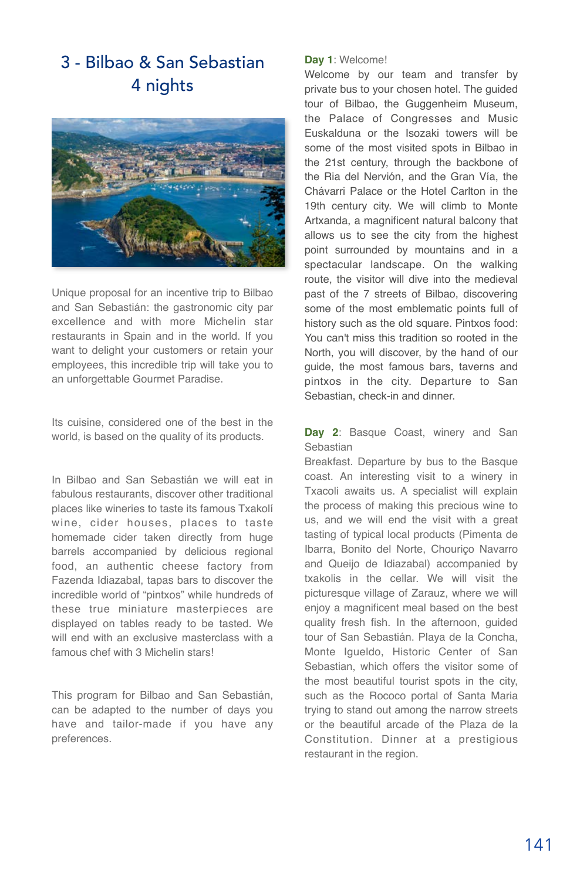# 3 - Bilbao & San Sebastian 4 nights

Unique proposal for an incentive trip to Bilbao and San Sebastián: the gastronomic city par excellence and with more Michelin star restaurants in Spain and in the world. If you want to delight your customers or retain your employees, this incredible trip will take you to an unforgettable Gourmet Paradise.

Its cuisine, considered one of the best in the world, is based on the quality of its products.

In Bilbao and San Sebastián we will eat in fabulous restaurants, discover other traditional places like wineries to taste its famous Txakolí wine, cider houses, places to taste homemade cider taken directly from huge barrels accompanied by delicious regional food, an authentic cheese factory from Fazenda Idiazabal, tapas bars to discover the incredible world of "pintxos" while hundreds of these true miniature masterpieces are displayed on tables ready to be tasted. We will end with an exclusive masterclass with a famous chef with 3 Michelin stars!

This program for Bilbao and San Sebastián, can be adapted to the number of days you have and tailor-made if you have any preferences.

**Day 1**: Welcome!

Welcome by our team and transfer by private bus to your chosen hotel. The guided tour of Bilbao, the Guggenheim Museum, the Palace of Congresses and Music Euskalduna or the Isozaki towers will be some of the most visited spots in Bilbao in the 21st century, through the backbone of the Ria del Nervión, and the Gran Vía, the Chávarri Palace or the Hotel Carlton in the 19th century city. We will climb to Monte Artxanda, a magnificent natural balcony that allows us to see the city from the highest point surrounded by mountains and in a spectacular landscape. On the walking route, the visitor will dive into the medieval past of the 7 streets of Bilbao, discovering some of the most emblematic points full of history such as the old square. Pintxos food: You can't miss this tradition so rooted in the North, you will discover, by the hand of our guide, the most famous bars, taverns and pintxos in the city. Departure to San Sebastian, check-in and dinner.

**Day 2**: Basque Coast, winery and San Sebastian

Breakfast. Departure by bus to the Basque coast. An interesting visit to a winery in Txacoli awaits us. A specialist will explain the process of making this precious wine to us, and we will end the visit with a great tasting of typical local products (Pimenta de Ibarra, Bonito del Norte, Chouriço Navarro and Queijo de Idiazabal) accompanied by txakolis in the cellar. We will visit the picturesque village of Zarauz, where we will enjoy a magnificent meal based on the best quality fresh fish. In the afternoon, guided tour of San Sebastián. Playa de la Concha, Monte Igueldo, Historic Center of San Sebastian, which offers the visitor some of the most beautiful tourist spots in the city, such as the Rococo portal of Santa Maria trying to stand out among the narrow streets or the beautiful arcade of the Plaza de la Constitution. Dinner at a prestigious restaurant in the region.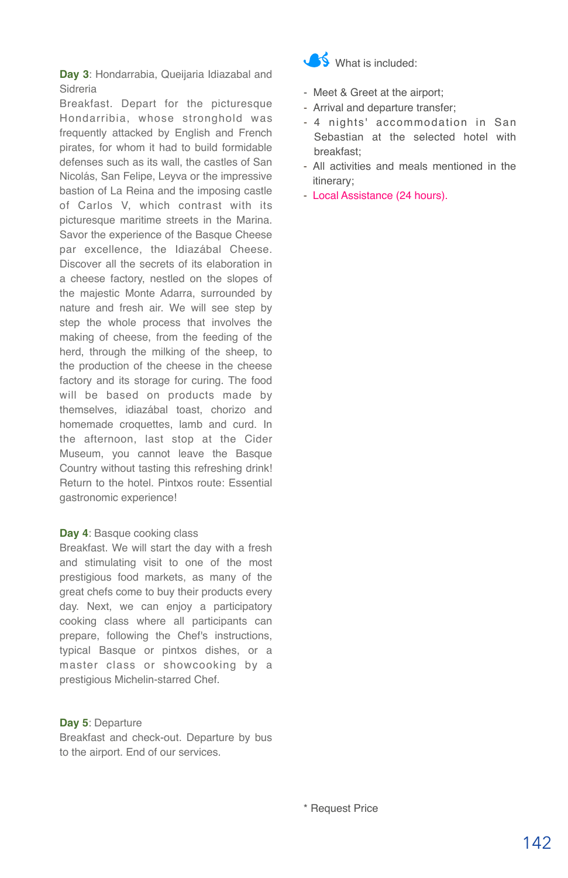**Day 3**: Hondarrabia, Queijaria Idiazabal and Sidreria

Breakfast. Depart for the picturesque Hondarribia, whose stronghold was frequently attacked by English and French pirates, for whom it had to build formidable defenses such as its wall, the castles of San Nicolás, San Felipe, Leyva or the impressive bastion of La Reina and the imposing castle of Carlos V, which contrast with its picturesque maritime streets in the Marina. Savor the experience of the Basque Cheese par excellence, the Idiazábal Cheese. Discover all the secrets of its elaboration in a cheese factory, nestled on the slopes of the majestic Monte Adarra, surrounded by nature and fresh air. We will see step by step the whole process that involves the making of cheese, from the feeding of the herd, through the milking of the sheep, to the production of the cheese in the cheese factory and its storage for curing. The food will be based on products made by themselves, idiazábal toast, chorizo and homemade croquettes, lamb and curd. In the afternoon, last stop at the Cider Museum, you cannot leave the Basque Country without tasting this refreshing drink! Return to the hotel. Pintxos route: Essential gastronomic experience!

**Day 4**: Basque cooking class

Breakfast. We will start the day with a fresh and stimulating visit to one of the most prestigious food markets, as many of the great chefs come to buy their products every day. Next, we can enjoy a participatory cooking class where all participants can prepare, following the Chef's instructions, typical Basque or pintxos dishes, or a master class or showcooking by a prestigious Michelin-starred Chef.

**Day 5**: Departure

Breakfast and check-out. Departure by bus to the airport. End of our services.

What is included:

- Meet & Greet at the airport;
- Arrival and departure transfer;
- 4 nights' accommodation in San Sebastian at the selected hotel with breakfast;
- All activities and meals mentioned in the itinerary;
- Local Assistance (24 hours).

* Request Price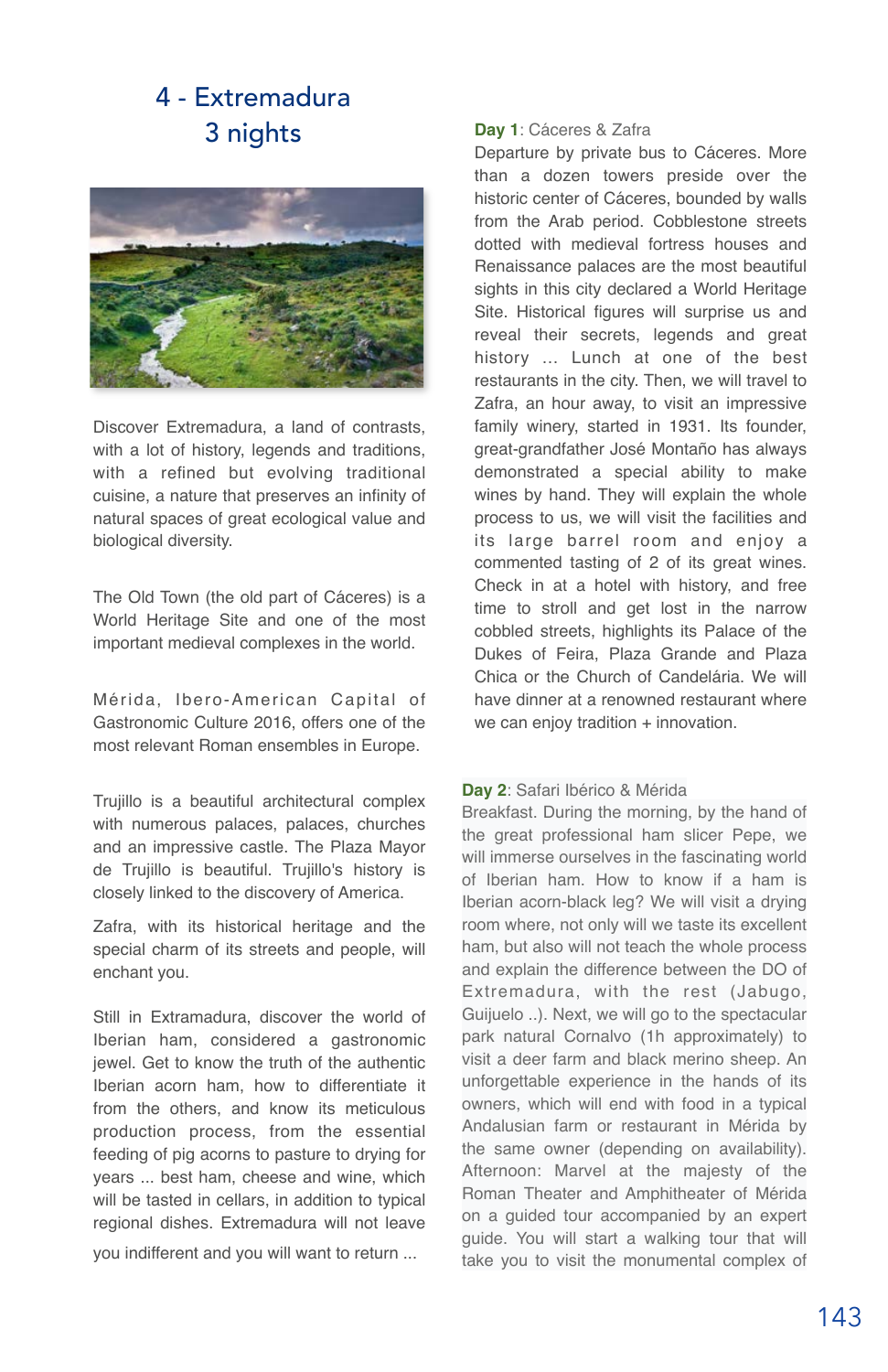# 4 - Extremadura
## 3 nights

Discover Extremadura, a land of contrasts, with a lot of history, legends and traditions, with a refined but evolving traditional cuisine, a nature that preserves an infinity of natural spaces of great ecological value and biological diversity.

The Old Town (the old part of Cáceres) is a World Heritage Site and one of the most important medieval complexes in the world.

Mérida, Ibero-American Capital of Gastronomic Culture 2016, offers one of the most relevant Roman ensembles in Europe.

Trujillo is a beautiful architectural complex with numerous palaces, palaces, churches and an impressive castle. The Plaza Mayor de Trujillo is beautiful. Trujillo's history is closely linked to the discovery of America.

Zafra, with its historical heritage and the special charm of its streets and people, will enchant you.

Still in Extramadura, discover the world of Iberian ham, considered a gastronomic jewel. Get to know the truth of the authentic Iberian acorn ham, how to differentiate it from the others, and know its meticulous production process, from the essential feeding of pig acorns to pasture to drying for years ... best ham, cheese and wine, which will be tasted in cellars, in addition to typical regional dishes. Extremadura will not leave you indifferent and you will want to return ...

**Day 1**: Cáceres & Zafra

Departure by private bus to Cáceres. More than a dozen towers preside over the historic center of Cáceres, bounded by walls from the Arab period. Cobblestone streets dotted with medieval fortress houses and Renaissance palaces are the most beautiful sights in this city declared a World Heritage Site. Historical figures will surprise us and reveal their secrets, legends and great history ... Lunch at one of the best restaurants in the city. Then, we will travel to Zafra, an hour away, to visit an impressive family winery, started in 1931. Its founder, great-grandfather José Montaño has always demonstrated a special ability to make wines by hand. They will explain the whole process to us, we will visit the facilities and its large barrel room and enjoy a commented tasting of 2 of its great wines. Check in at a hotel with history, and free time to stroll and get lost in the narrow cobbled streets, highlights its Palace of the Dukes of Feira, Plaza Grande and Plaza Chica or the Church of Candelária. We will have dinner at a renowned restaurant where we can enjoy tradition + innovation.

**Day 2**: Safari Ibérico & Mérida

Breakfast. During the morning, by the hand of the great professional ham slicer Pepe, we will immerse ourselves in the fascinating world of Iberian ham. How to know if a ham is Iberian acorn-black leg? We will visit a drying room where, not only will we taste its excellent ham, but also will not teach the whole process and explain the difference between the DO of Extremadura, with the rest (Jabugo, Guijuelo ..). Next, we will go to the spectacular park natural Cornalvo (1h approximately) to visit a deer farm and black merino sheep. An unforgettable experience in the hands of its owners, which will end with food in a typical Andalusian farm or restaurant in Mérida by the same owner (depending on availability). Afternoon: Marvel at the majesty of the Roman Theater and Amphitheater of Mérida on a guided tour accompanied by an expert guide. You will start a walking tour that will take you to visit the monumental complex of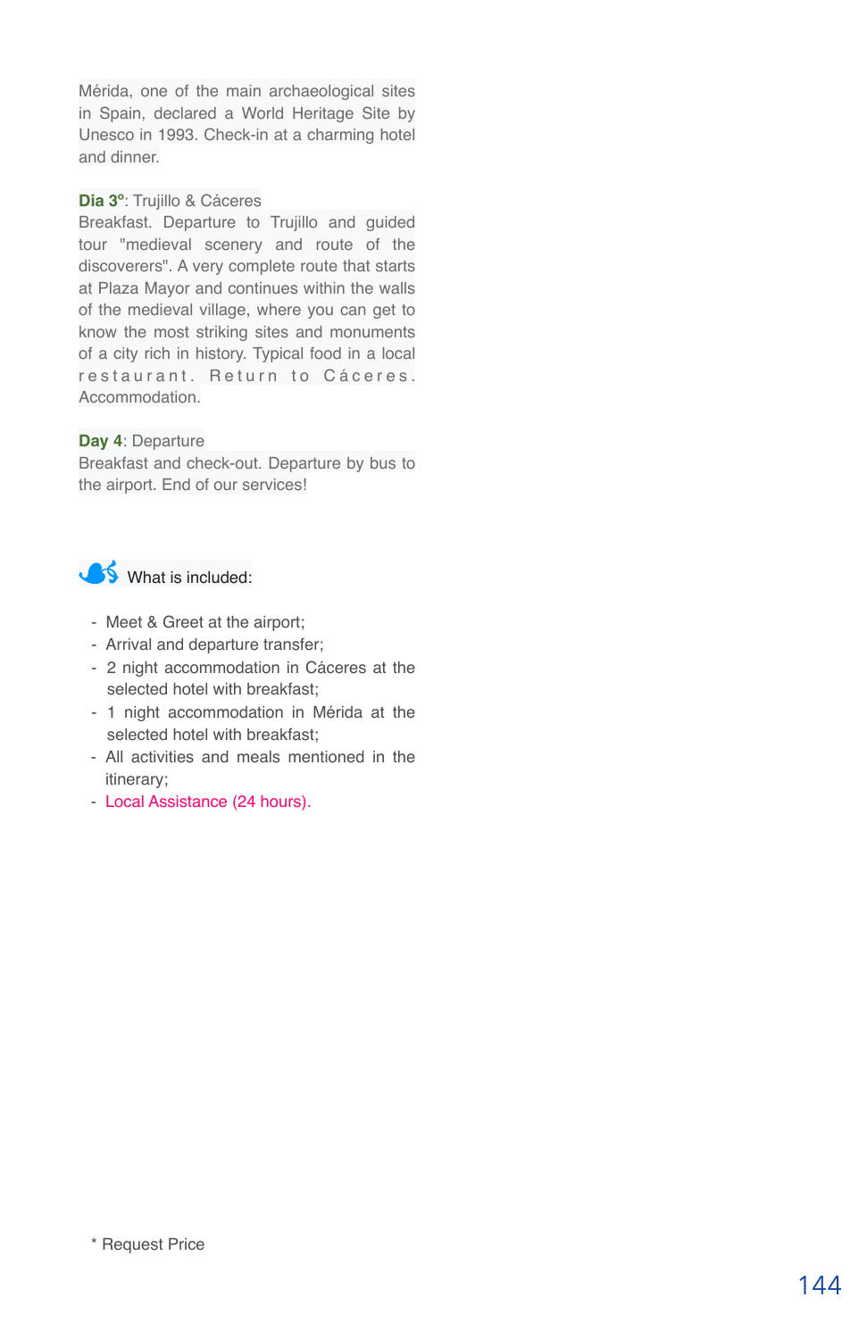Mérida, one of the main archaeological sites in Spain, declared a World Heritage Site by Unesco in 1993. Check-in at a charming hotel and dinner.

**Dia 3º**: Trujillo & Cáceres
Breakfast. Departure to Trujillo and guided tour "medieval scenery and route of the discoverers". A very complete route that starts at Plaza Mayor and continues within the walls of the medieval village, where you can get to know the most striking sites and monuments of a city rich in history. Typical food in a local restaurant. Return to Cáceres. Accommodation.

**Day 4**: Departure
Breakfast and check-out. Departure by bus to the airport. End of our services!

What is included:

- Meet & Greet at the airport;
- Arrival and departure transfer;
- 2 night accommodation in Cáceres at the selected hotel with breakfast;
- 1 night accommodation in Mérida at the selected hotel with breakfast;
- All activities and meals mentioned in the itinerary;
- Local Assistance (24 hours).

* Request Price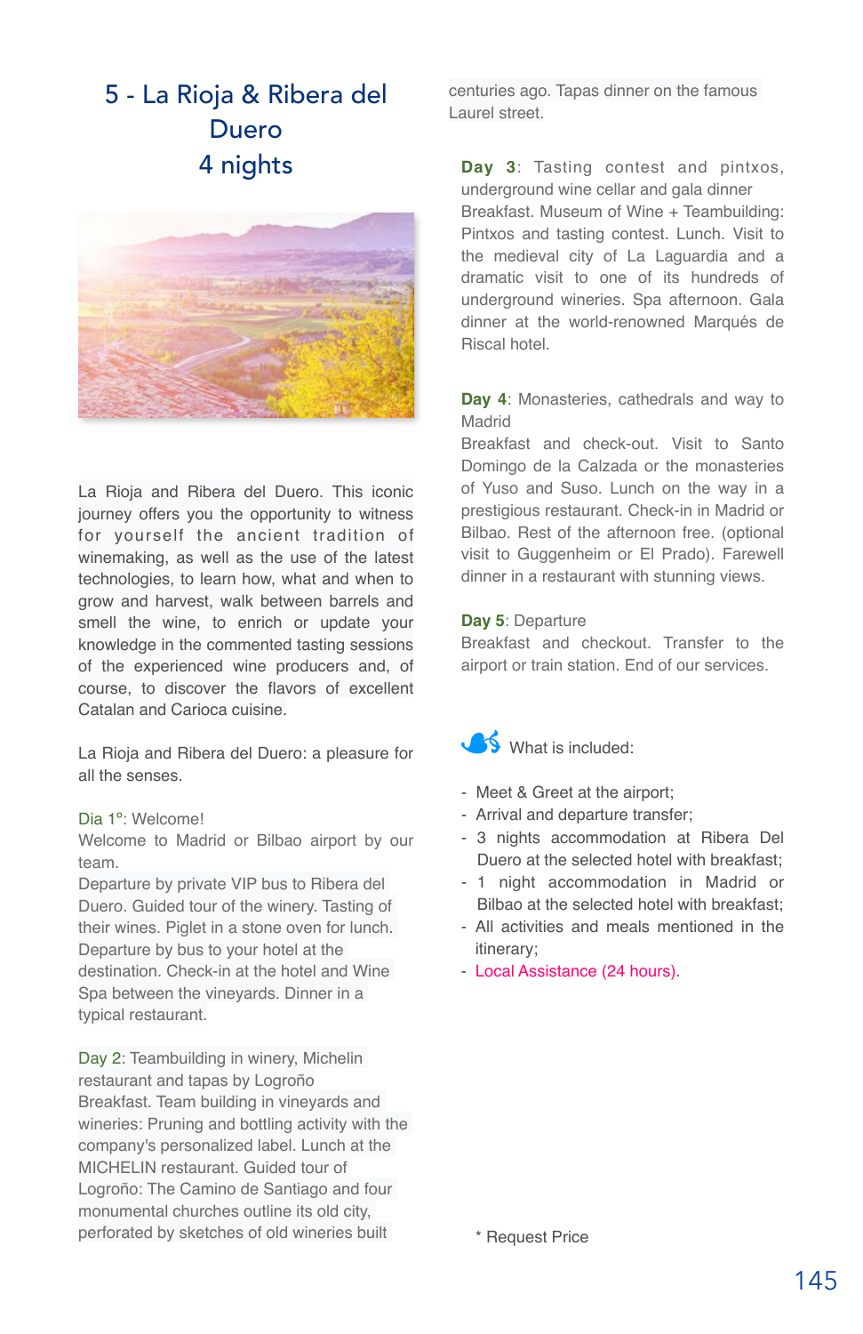# 5 - La Rioja & Ribera del Duero
## 4 nights

La Rioja and Ribera del Duero. This iconic journey offers you the opportunity to witness for yourself the ancient tradition of winemaking, as well as the use of the latest technologies, to learn how, what and when to grow and harvest, walk between barrels and smell the wine, to enrich or update your knowledge in the commented tasting sessions of the experienced wine producers and, of course, to discover the flavors of excellent Catalan and Carioca cuisine.

La Rioja and Ribera del Duero: a pleasure for all the senses.

**Dia 1º**: Welcome!
Welcome to Madrid or Bilbao airport by our team.
Departure by private VIP bus to Ribera del Duero. Guided tour of the winery. Tasting of their wines. Piglet in a stone oven for lunch. Departure by bus to your hotel at the destination. Check-in at the hotel and Wine Spa between the vineyards. Dinner in a typical restaurant.

**Day 2**: Teambuilding in winery, Michelin restaurant and tapas by Logroño
Breakfast. Team building in vineyards and wineries: Pruning and bottling activity with the company's personalized label. Lunch at the MICHELIN restaurant. Guided tour of Logroño: The Camino de Santiago and four monumental churches outline its old city, perforated by sketches of old wineries built centuries ago. Tapas dinner on the famous Laurel street.

**Day 3**: Tasting contest and pintxos, underground wine cellar and gala dinner
Breakfast. Museum of Wine + Teambuilding: Pintxos and tasting contest. Lunch. Visit to the medieval city of La Laguardia and a dramatic visit to one of its hundreds of underground wineries. Spa afternoon. Gala dinner at the world-renowned Marqués de Riscal hotel.

**Day 4**: Monasteries, cathedrals and way to Madrid
Breakfast and check-out. Visit to Santo Domingo de la Calzada or the monasteries of Yuso and Suso. Lunch on the way in a prestigious restaurant. Check-in in Madrid or Bilbao. Rest of the afternoon free. (optional visit to Guggenheim or El Prado). Farewell dinner in a restaurant with stunning views.

**Day 5**: Departure
Breakfast and checkout. Transfer to the airport or train station. End of our services.

What is included:

- Meet & Greet at the airport;
- Arrival and departure transfer;
- 3 nights accommodation at Ribera Del Duero at the selected hotel with breakfast;
- 1 night accommodation in Madrid or Bilbao at the selected hotel with breakfast;
- All activities and meals mentioned in the itinerary;
- Local Assistance (24 hours).

\* Request Price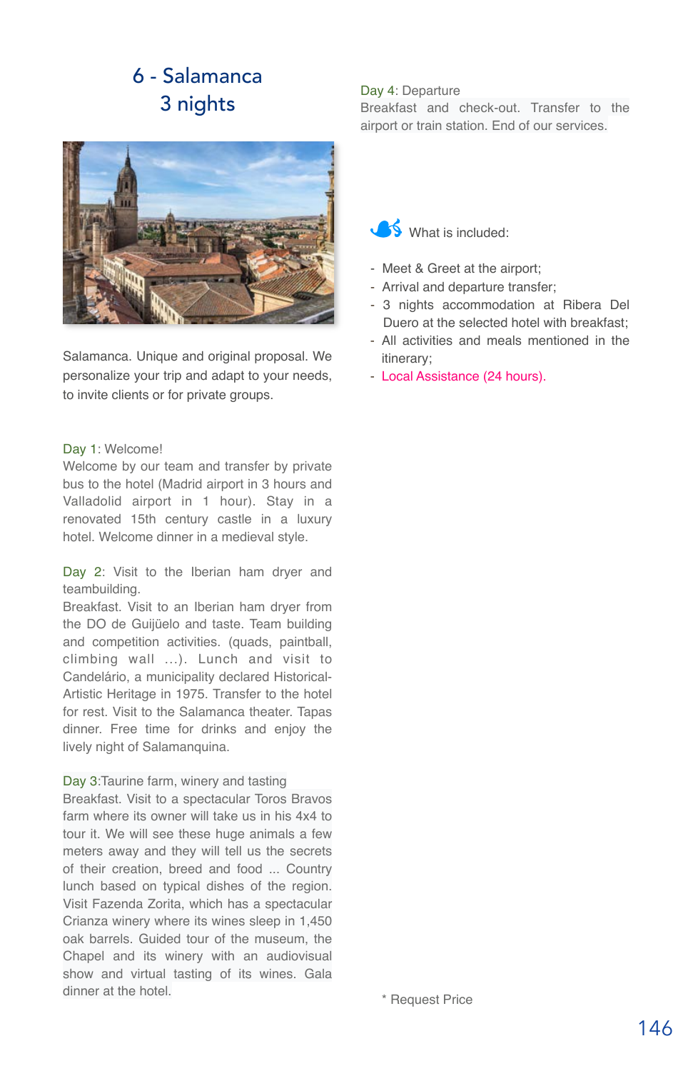# 6 - Salamanca 3 nights

Salamanca. Unique and original proposal. We personalize your trip and adapt to your needs, to invite clients or for private groups.

Day 1: Welcome!
Welcome by our team and transfer by private bus to the hotel (Madrid airport in 3 hours and Valladolid airport in 1 hour). Stay in a renovated 15th century castle in a luxury hotel. Welcome dinner in a medieval style.

Day 2: Visit to the Iberian ham dryer and teambuilding.
Breakfast. Visit to an Iberian ham dryer from the DO de Guijüelo and taste. Team building and competition activities. (quads, paintball, climbing wall ...). Lunch and visit to Candelário, a municipality declared Historical-Artistic Heritage in 1975. Transfer to the hotel for rest. Visit to the Salamanca theater. Tapas dinner. Free time for drinks and enjoy the lively night of Salamanquina.

Day 3:Taurine farm, winery and tasting
Breakfast. Visit to a spectacular Toros Bravos farm where its owner will take us in his 4x4 to tour it. We will see these huge animals a few meters away and they will tell us the secrets of their creation, breed and food ... Country lunch based on typical dishes of the region. Visit Fazenda Zorita, which has a spectacular Crianza winery where its wines sleep in 1,450 oak barrels. Guided tour of the museum, the Chapel and its winery with an audiovisual show and virtual tasting of its wines. Gala dinner at the hotel.

Day 4: Departure
Breakfast and check-out. Transfer to the airport or train station. End of our services.

What is included:

- Meet & Greet at the airport;
- Arrival and departure transfer;
- 3 nights accommodation at Ribera Del Duero at the selected hotel with breakfast;
- All activities and meals mentioned in the itinerary;
- Local Assistance (24 hours).

* Request Price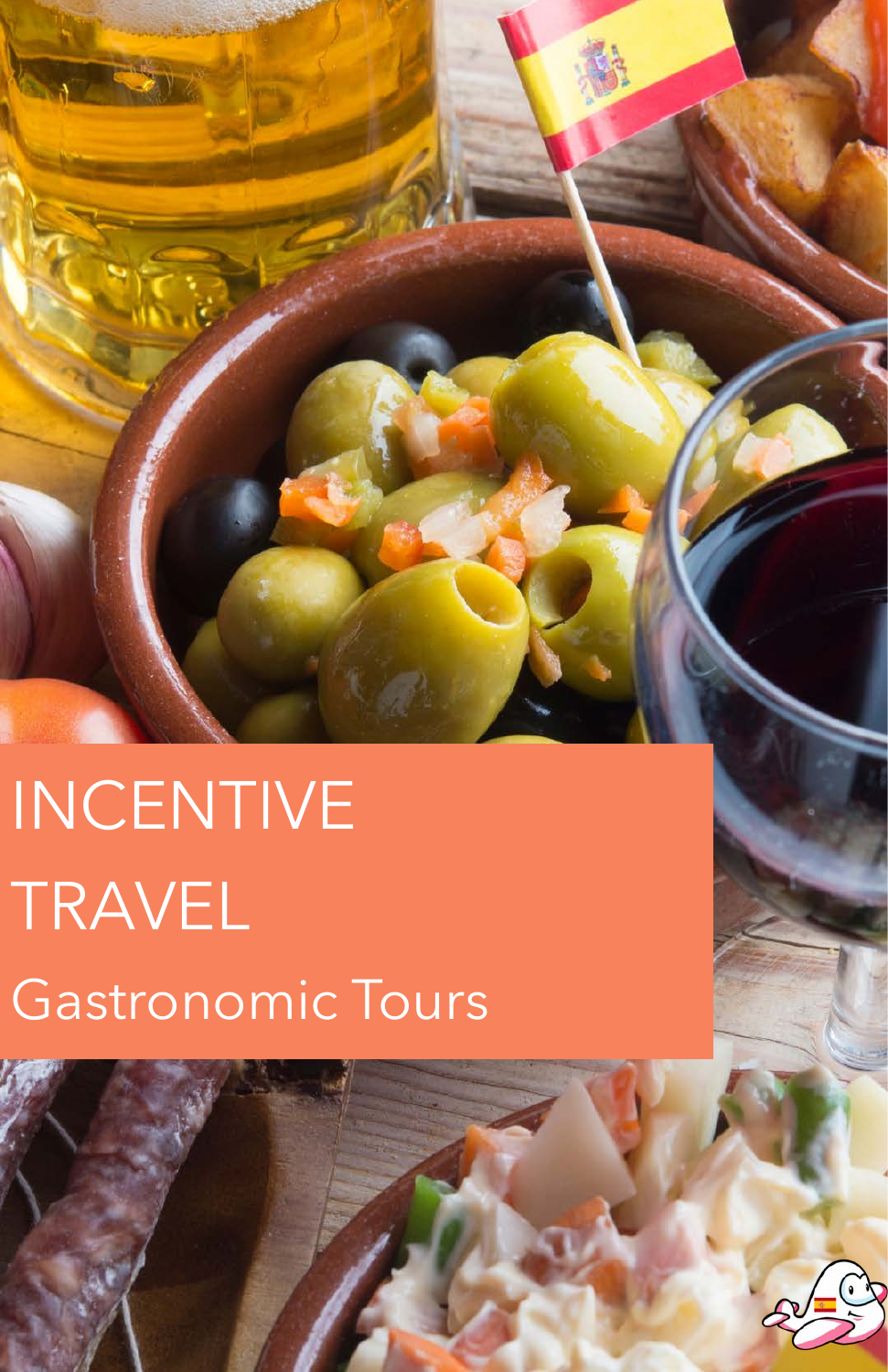# INCENTIVE TRAVEL

## Gastronomic Tours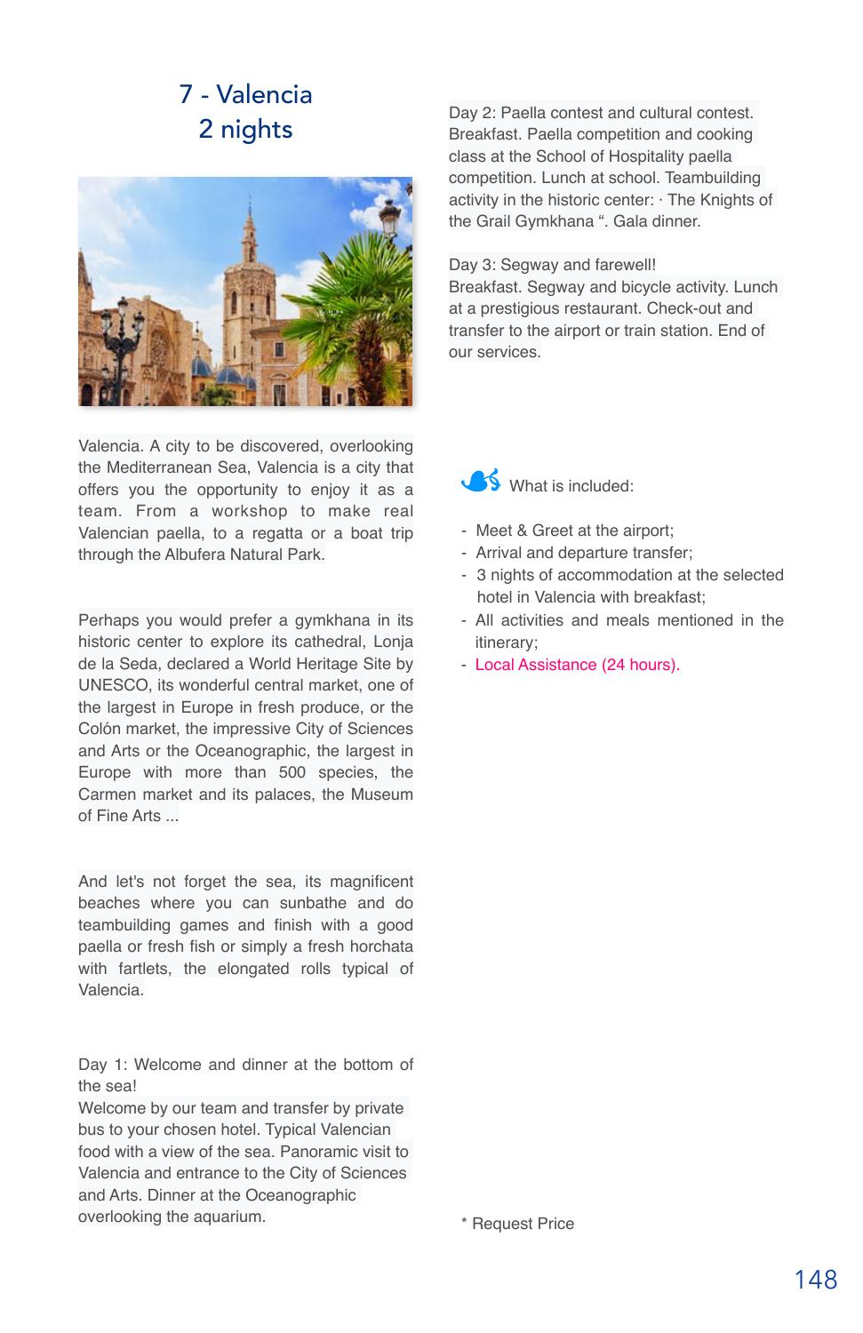# 7 - Valencia
## 2 nights

Valencia. A city to be discovered, overlooking the Mediterranean Sea, Valencia is a city that offers you the opportunity to enjoy it as a team. From a workshop to make real Valencian paella, to a regatta or a boat trip through the Albufera Natural Park.

Perhaps you would prefer a gymkhana in its historic center to explore its cathedral, Lonja de la Seda, declared a World Heritage Site by UNESCO, its wonderful central market, one of the largest in Europe in fresh produce, or the Colón market, the impressive City of Sciences and Arts or the Oceanographic, the largest in Europe with more than 500 species, the Carmen market and its palaces, the Museum of Fine Arts ...

And let's not forget the sea, its magnificent beaches where you can sunbathe and do teambuilding games and finish with a good paella or fresh fish or simply a fresh horchata with fartlets, the elongated rolls typical of Valencia.

Day 1: Welcome and dinner at the bottom of the sea!
Welcome by our team and transfer by private bus to your chosen hotel. Typical Valencian food with a view of the sea. Panoramic visit to Valencia and entrance to the City of Sciences and Arts. Dinner at the Oceanographic overlooking the aquarium.

Day 2: Paella contest and cultural contest.
Breakfast. Paella competition and cooking class at the School of Hospitality paella competition. Lunch at school. Teambuilding activity in the historic center: · The Knights of the Grail Gymkhana ". Gala dinner.

Day 3: Segway and farewell!
Breakfast. Segway and bicycle activity. Lunch at a prestigious restaurant. Check-out and transfer to the airport or train station. End of our services.

What is included:

- Meet & Greet at the airport;
- Arrival and departure transfer;
- 3 nights of accommodation at the selected hotel in Valencia with breakfast;
- All activities and meals mentioned in the itinerary;
- Local Assistance (24 hours).

\* Request Price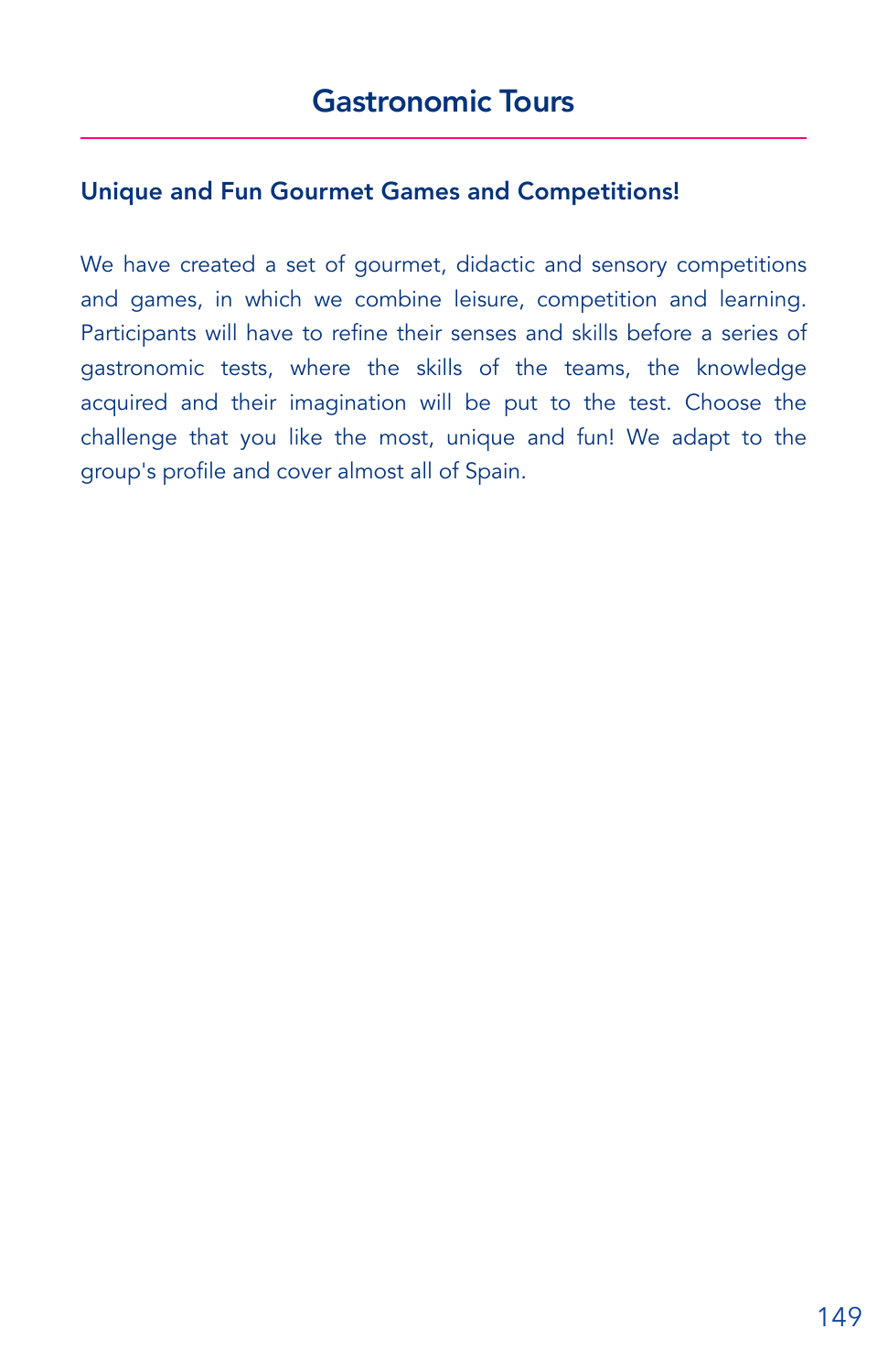# Gastronomic Tours

## Unique and Fun Gourmet Games and Competitions!

We have created a set of gourmet, didactic and sensory competitions and games, in which we combine leisure, competition and learning. Participants will have to refine their senses and skills before a series of gastronomic tests, where the skills of the teams, the knowledge acquired and their imagination will be put to the test. Choose the challenge that you like the most, unique and fun! We adapt to the group's profile and cover almost all of Spain.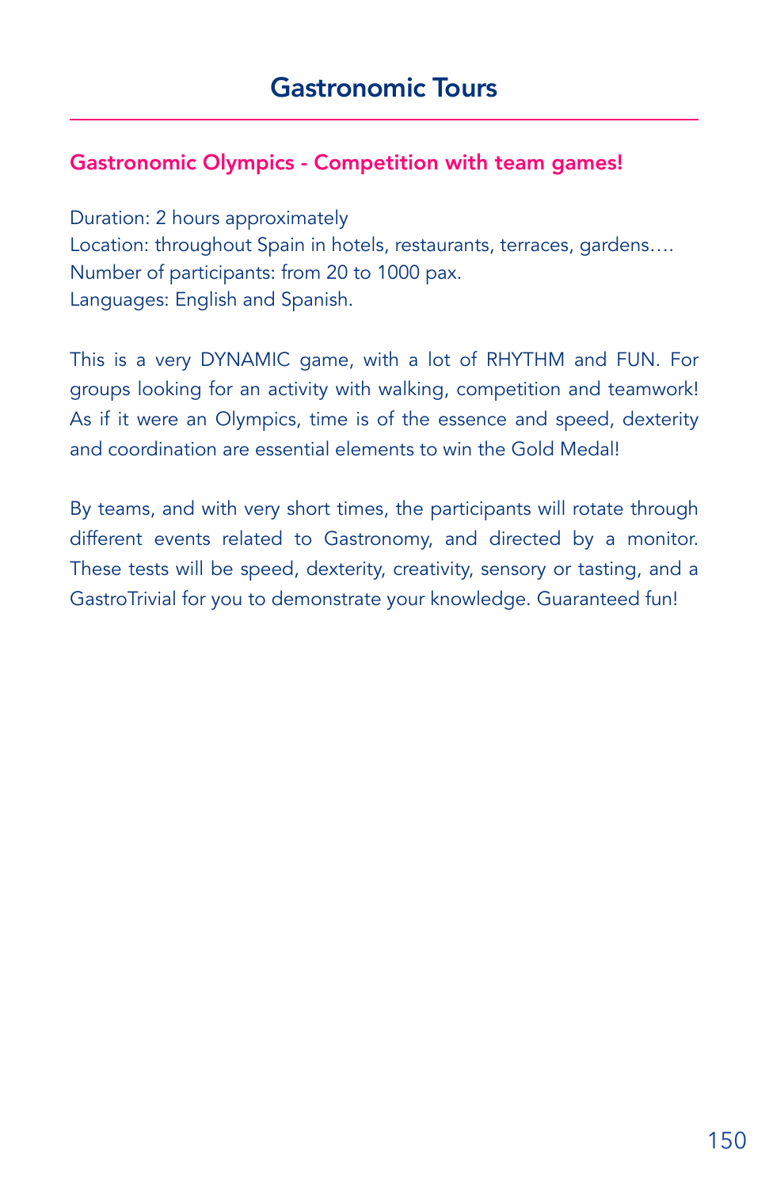# Gastronomic Tours

## Gastronomic Olympics - Competition with team games!

Duration: 2 hours approximately
Location: throughout Spain in hotels, restaurants, terraces, gardens….
Number of participants: from 20 to 1000 pax.
Languages: English and Spanish.

This is a very DYNAMIC game, with a lot of RHYTHM and FUN. For groups looking for an activity with walking, competition and teamwork! As if it were an Olympics, time is of the essence and speed, dexterity and coordination are essential elements to win the Gold Medal!

By teams, and with very short times, the participants will rotate through different events related to Gastronomy, and directed by a monitor. These tests will be speed, dexterity, creativity, sensory or tasting, and a GastroTrivial for you to demonstrate your knowledge. Guaranteed fun!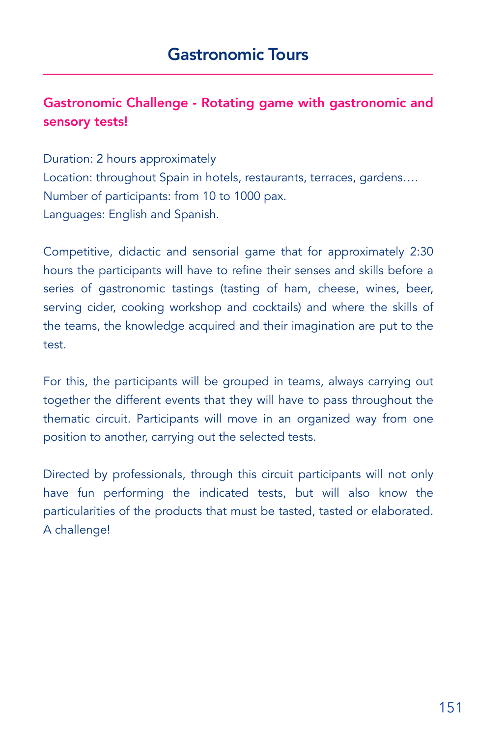# Gastronomic Tours

## Gastronomic Challenge - Rotating game with gastronomic and sensory tests!

Duration: 2 hours approximately
Location: throughout Spain in hotels, restaurants, terraces, gardens….
Number of participants: from 10 to 1000 pax.
Languages: English and Spanish.

Competitive, didactic and sensorial game that for approximately 2:30 hours the participants will have to refine their senses and skills before a series of gastronomic tastings (tasting of ham, cheese, wines, beer, serving cider, cooking workshop and cocktails) and where the skills of the teams, the knowledge acquired and their imagination are put to the test.

For this, the participants will be grouped in teams, always carrying out together the different events that they will have to pass throughout the thematic circuit. Participants will move in an organized way from one position to another, carrying out the selected tests.

Directed by professionals, through this circuit participants will not only have fun performing the indicated tests, but will also know the particularities of the products that must be tasted, tasted or elaborated. A challenge!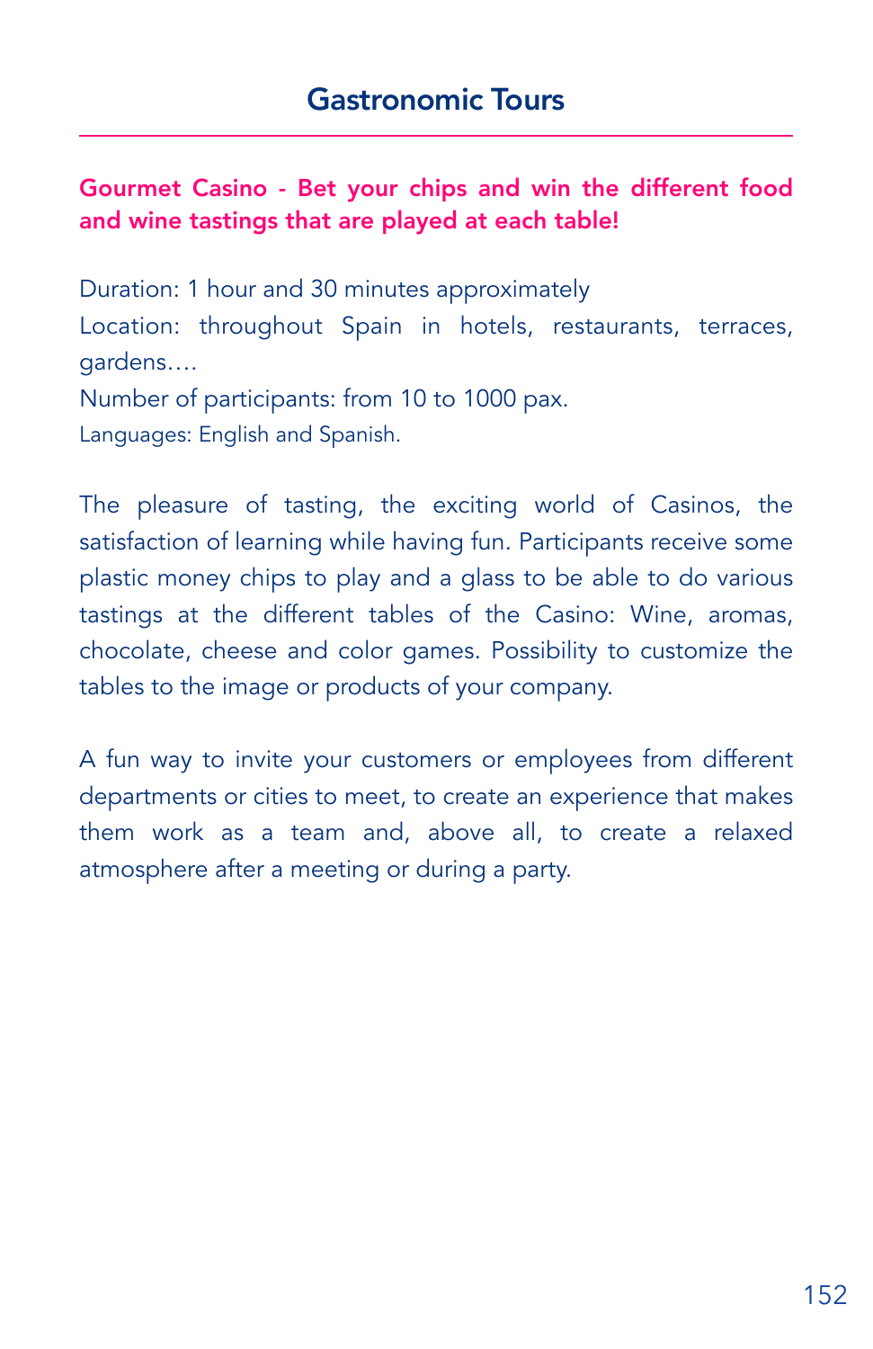## Gastronomic Tours

**Gourmet Casino - Bet your chips and win the different food and wine tastings that are played at each table!**

Duration: 1 hour and 30 minutes approximately
Location: throughout Spain in hotels, restaurants, terraces, gardens….
Number of participants: from 10 to 1000 pax.
Languages: English and Spanish.

The pleasure of tasting, the exciting world of Casinos, the satisfaction of learning while having fun. Participants receive some plastic money chips to play and a glass to be able to do various tastings at the different tables of the Casino: Wine, aromas, chocolate, cheese and color games. Possibility to customize the tables to the image or products of your company.

A fun way to invite your customers or employees from different departments or cities to meet, to create an experience that makes them work as a team and, above all, to create a relaxed atmosphere after a meeting or during a party.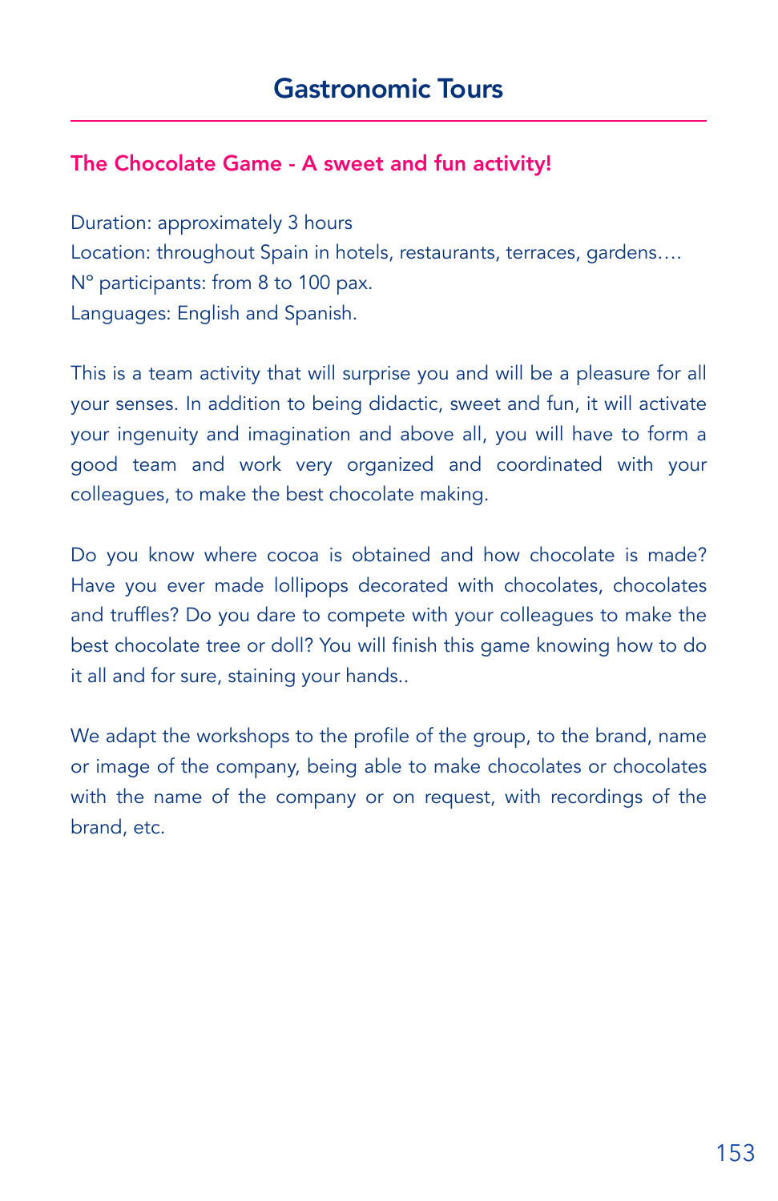# Gastronomic Tours

## The Chocolate Game - A sweet and fun activity!

Duration: approximately 3 hours
Location: throughout Spain in hotels, restaurants, terraces, gardens….
Nº participants: from 8 to 100 pax.
Languages: English and Spanish.

This is a team activity that will surprise you and will be a pleasure for all your senses. In addition to being didactic, sweet and fun, it will activate your ingenuity and imagination and above all, you will have to form a good team and work very organized and coordinated with your colleagues, to make the best chocolate making.

Do you know where cocoa is obtained and how chocolate is made? Have you ever made lollipops decorated with chocolates, chocolates and truffles? Do you dare to compete with your colleagues to make the best chocolate tree or doll? You will finish this game knowing how to do it all and for sure, staining your hands..

We adapt the workshops to the profile of the group, to the brand, name or image of the company, being able to make chocolates or chocolates with the name of the company or on request, with recordings of the brand, etc.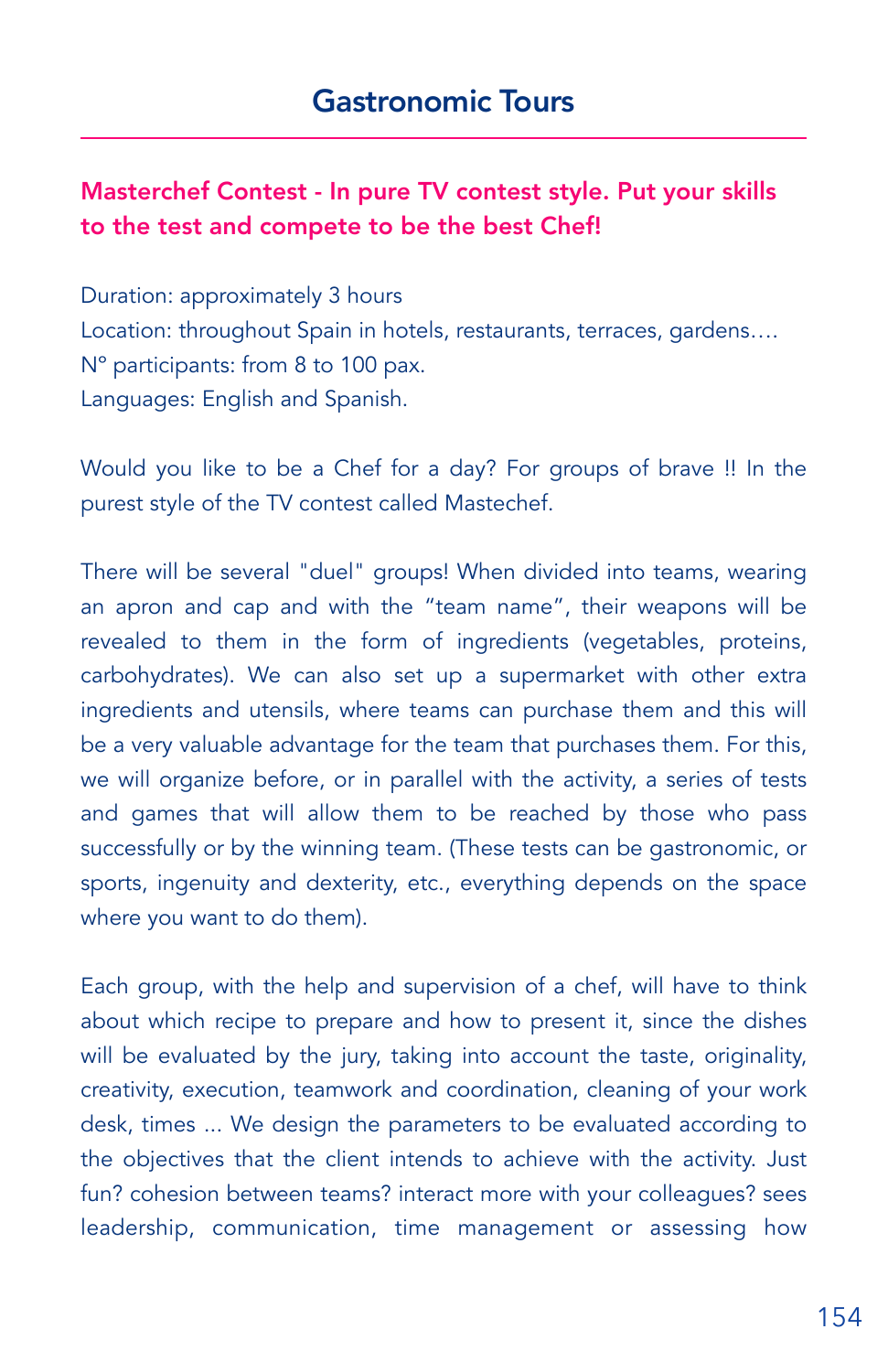# Gastronomic Tours

## Masterchef Contest - In pure TV contest style. Put your skills to the test and compete to be the best Chef!

Duration: approximately 3 hours
Location: throughout Spain in hotels, restaurants, terraces, gardens….
N° participants: from 8 to 100 pax.
Languages: English and Spanish.

Would you like to be a Chef for a day? For groups of brave !! In the purest style of the TV contest called Mastechef.

There will be several "duel" groups! When divided into teams, wearing an apron and cap and with the “team name”, their weapons will be revealed to them in the form of ingredients (vegetables, proteins, carbohydrates). We can also set up a supermarket with other extra ingredients and utensils, where teams can purchase them and this will be a very valuable advantage for the team that purchases them. For this, we will organize before, or in parallel with the activity, a series of tests and games that will allow them to be reached by those who pass successfully or by the winning team. (These tests can be gastronomic, or sports, ingenuity and dexterity, etc., everything depends on the space where you want to do them).

Each group, with the help and supervision of a chef, will have to think about which recipe to prepare and how to present it, since the dishes will be evaluated by the jury, taking into account the taste, originality, creativity, execution, teamwork and coordination, cleaning of your work desk, times ... We design the parameters to be evaluated according to the objectives that the client intends to achieve with the activity. Just fun? cohesion between teams? interact more with your colleagues? sees leadership, communication, time management or assessing how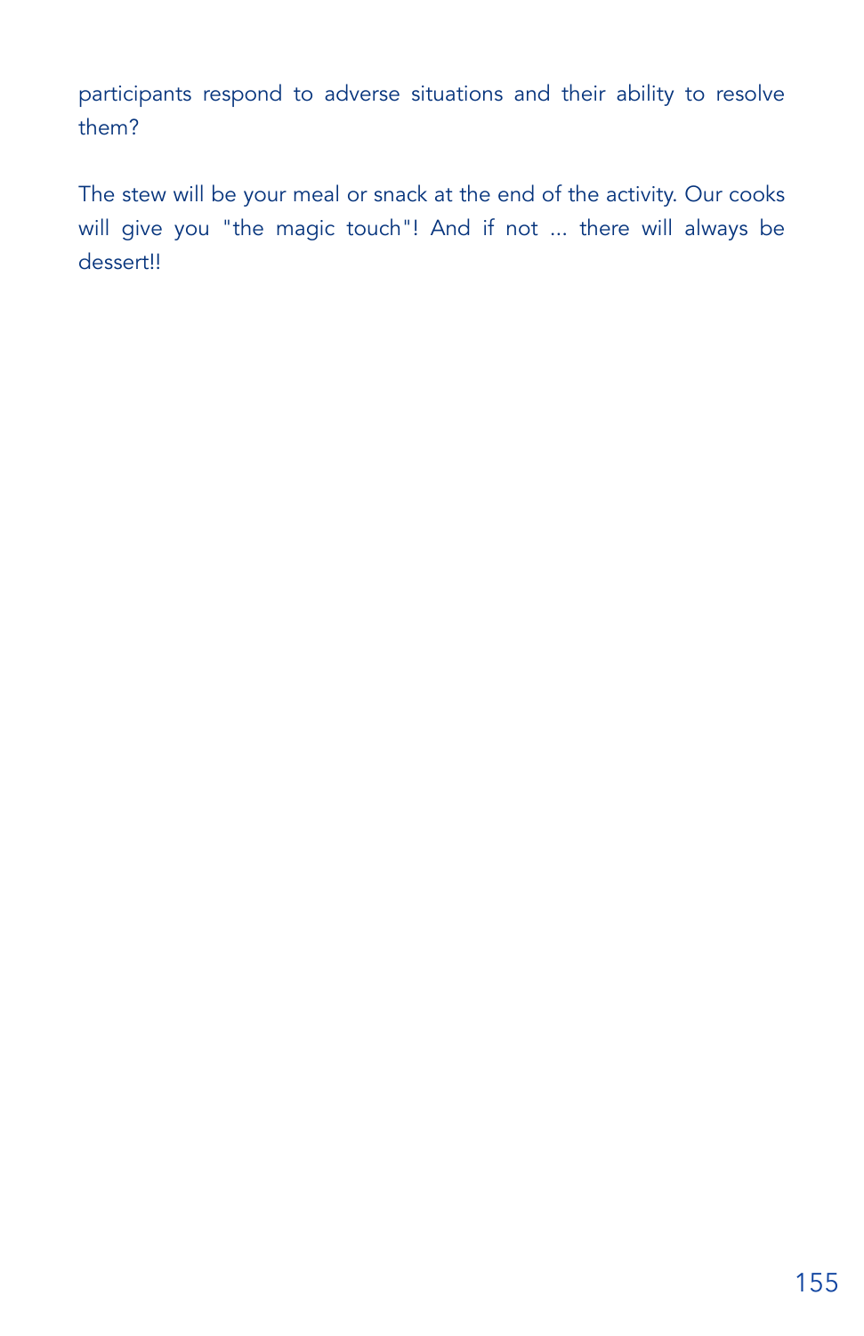participants respond to adverse situations and their ability to resolve them?

The stew will be your meal or snack at the end of the activity. Our cooks will give you "the magic touch"! And if not ... there will always be dessert!!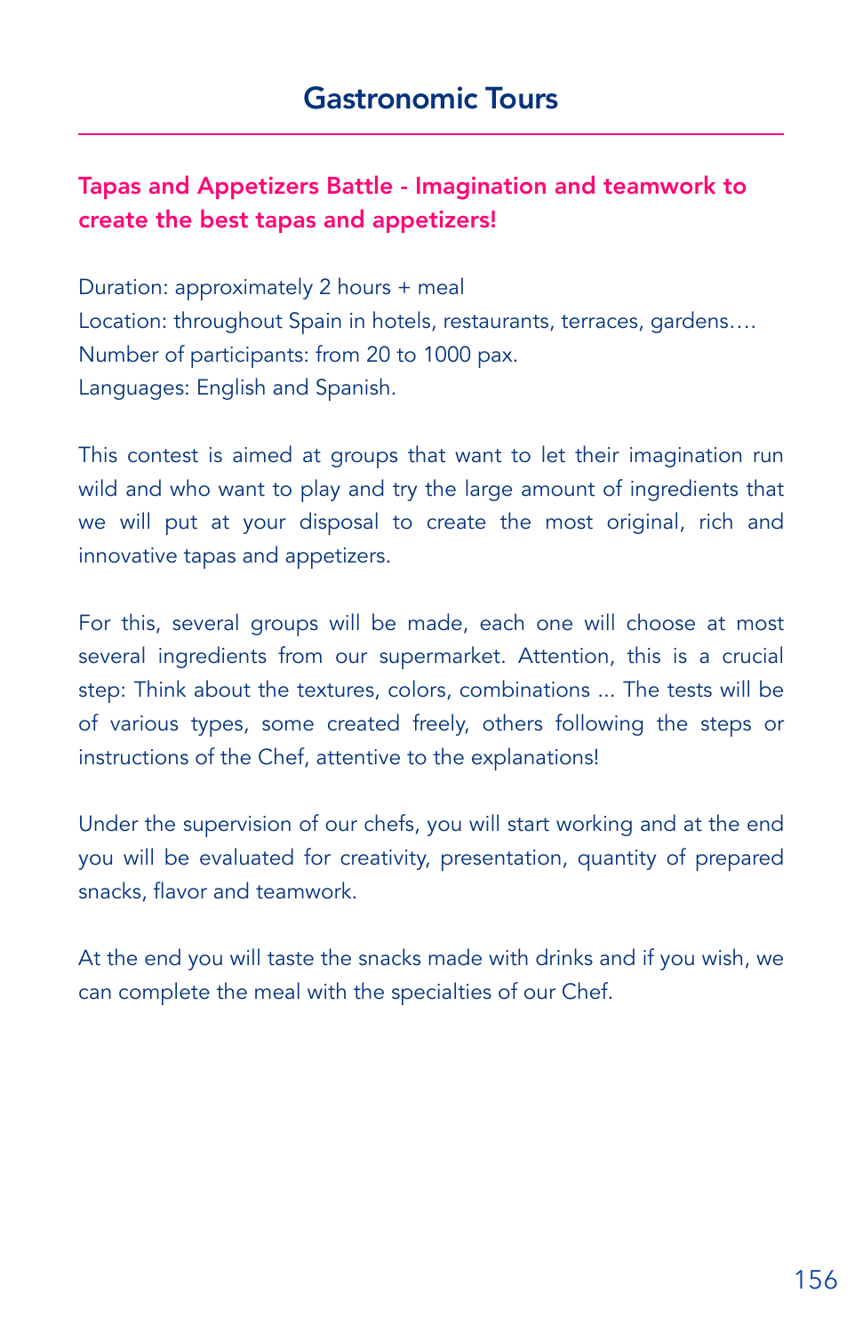# Gastronomic Tours

## Tapas and Appetizers Battle - Imagination and teamwork to create the best tapas and appetizers!

Duration: approximately 2 hours + meal
Location: throughout Spain in hotels, restaurants, terraces, gardens….
Number of participants: from 20 to 1000 pax.
Languages: English and Spanish.

This contest is aimed at groups that want to let their imagination run wild and who want to play and try the large amount of ingredients that we will put at your disposal to create the most original, rich and innovative tapas and appetizers.

For this, several groups will be made, each one will choose at most several ingredients from our supermarket. Attention, this is a crucial step: Think about the textures, colors, combinations ... The tests will be of various types, some created freely, others following the steps or instructions of the Chef, attentive to the explanations!

Under the supervision of our chefs, you will start working and at the end you will be evaluated for creativity, presentation, quantity of prepared snacks, flavor and teamwork.

At the end you will taste the snacks made with drinks and if you wish, we can complete the meal with the specialties of our Chef.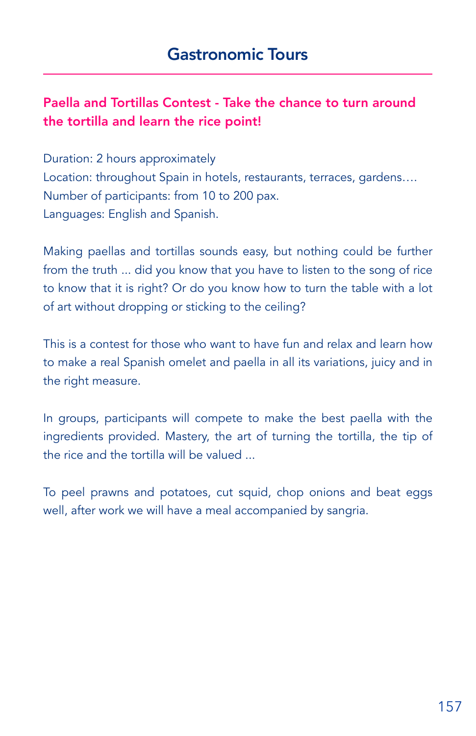# Gastronomic Tours

## Paella and Tortillas Contest - Take the chance to turn around the tortilla and learn the rice point!

Duration: 2 hours approximately
Location: throughout Spain in hotels, restaurants, terraces, gardens….
Number of participants: from 10 to 200 pax.
Languages: English and Spanish.

Making paellas and tortillas sounds easy, but nothing could be further from the truth ... did you know that you have to listen to the song of rice to know that it is right? Or do you know how to turn the table with a lot of art without dropping or sticking to the ceiling?

This is a contest for those who want to have fun and relax and learn how to make a real Spanish omelet and paella in all its variations, juicy and in the right measure.

In groups, participants will compete to make the best paella with the ingredients provided. Mastery, the art of turning the tortilla, the tip of the rice and the tortilla will be valued ...

To peel prawns and potatoes, cut squid, chop onions and beat eggs well, after work we will have a meal accompanied by sangria.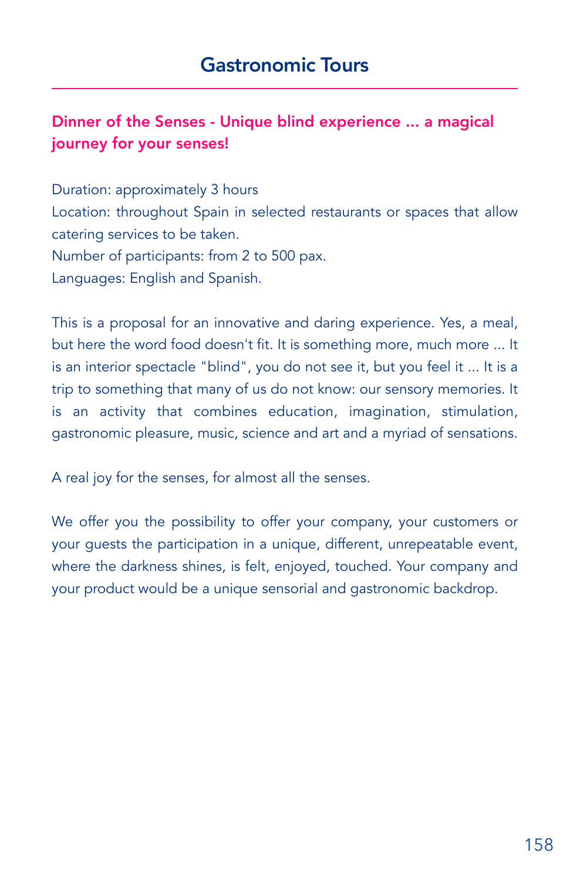# Gastronomic Tours

## Dinner of the Senses - Unique blind experience ... a magical journey for your senses!

Duration: approximately 3 hours
Location: throughout Spain in selected restaurants or spaces that allow catering services to be taken.
Number of participants: from 2 to 500 pax.
Languages: English and Spanish.

This is a proposal for an innovative and daring experience. Yes, a meal, but here the word food doesn't fit. It is something more, much more ... It is an interior spectacle "blind", you do not see it, but you feel it ... It is a trip to something that many of us do not know: our sensory memories. It is an activity that combines education, imagination, stimulation, gastronomic pleasure, music, science and art and a myriad of sensations.

A real joy for the senses, for almost all the senses.

We offer you the possibility to offer your company, your customers or your guests the participation in a unique, different, unrepeatable event, where the darkness shines, is felt, enjoyed, touched. Your company and your product would be a unique sensorial and gastronomic backdrop.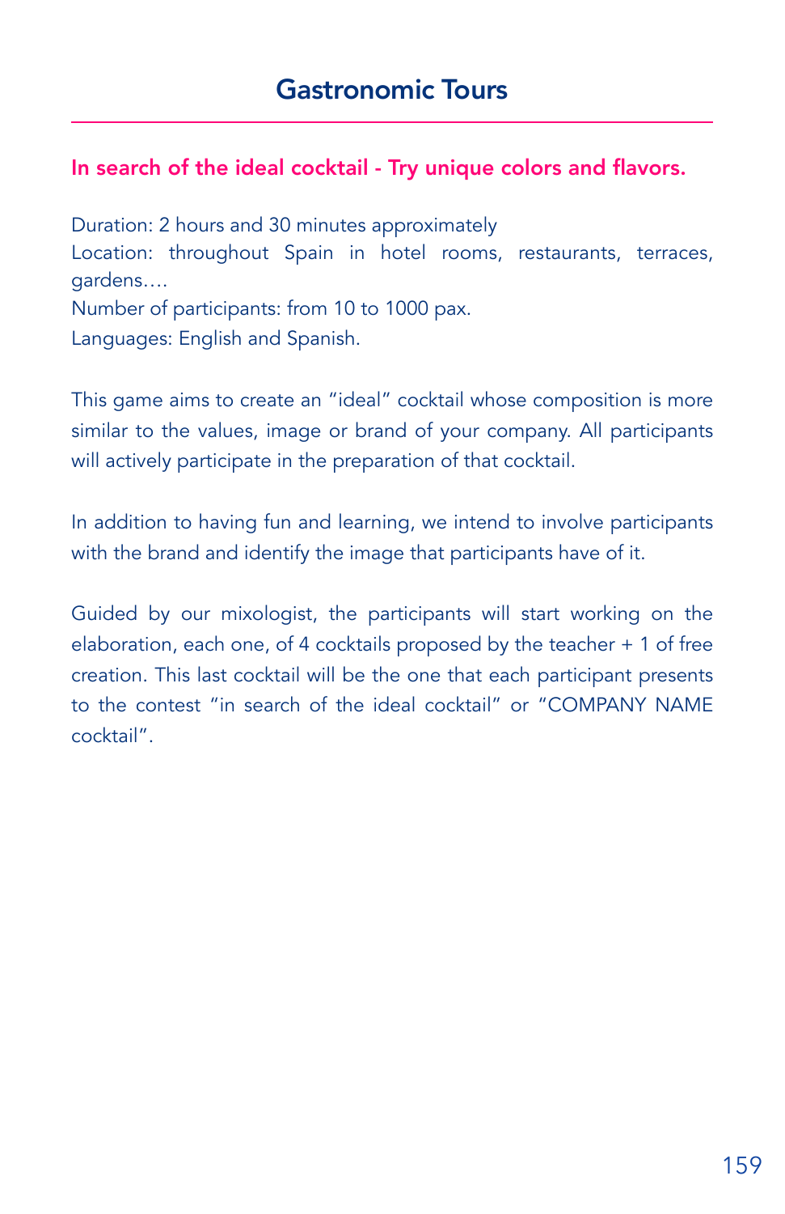# Gastronomic Tours

## In search of the ideal cocktail - Try unique colors and flavors.

Duration: 2 hours and 30 minutes approximately
Location: throughout Spain in hotel rooms, restaurants, terraces, gardens….
Number of participants: from 10 to 1000 pax.
Languages: English and Spanish.

This game aims to create an "ideal" cocktail whose composition is more similar to the values, image or brand of your company. All participants will actively participate in the preparation of that cocktail.

In addition to having fun and learning, we intend to involve participants with the brand and identify the image that participants have of it.

Guided by our mixologist, the participants will start working on the elaboration, each one, of 4 cocktails proposed by the teacher + 1 of free creation. This last cocktail will be the one that each participant presents to the contest "in search of the ideal cocktail" or "COMPANY NAME cocktail".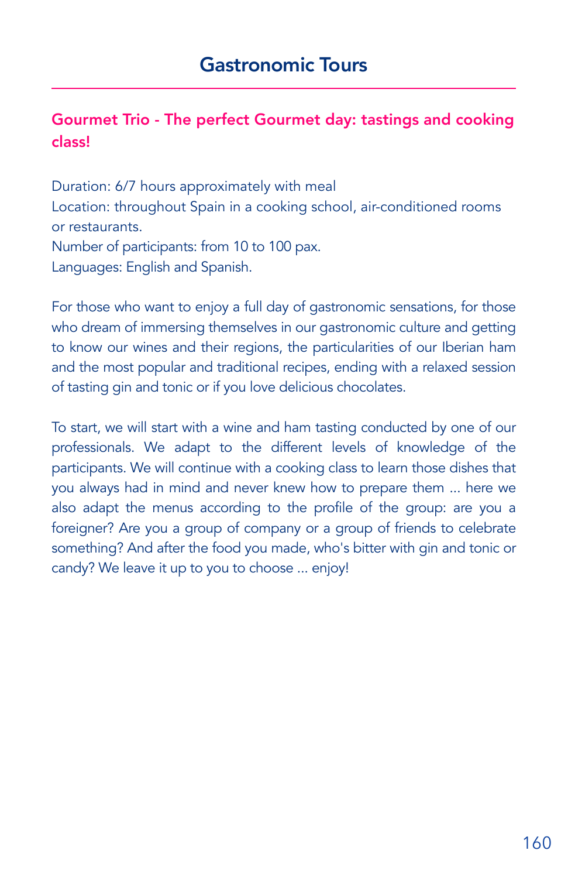# Gastronomic Tours

## Gourmet Trio - The perfect Gourmet day: tastings and cooking class!

Duration: 6/7 hours approximately with meal
Location: throughout Spain in a cooking school, air-conditioned rooms or restaurants.
Number of participants: from 10 to 100 pax.
Languages: English and Spanish.

For those who want to enjoy a full day of gastronomic sensations, for those who dream of immersing themselves in our gastronomic culture and getting to know our wines and their regions, the particularities of our Iberian ham and the most popular and traditional recipes, ending with a relaxed session of tasting gin and tonic or if you love delicious chocolates.

To start, we will start with a wine and ham tasting conducted by one of our professionals. We adapt to the different levels of knowledge of the participants. We will continue with a cooking class to learn those dishes that you always had in mind and never knew how to prepare them ... here we also adapt the menus according to the profile of the group: are you a foreigner? Are you a group of company or a group of friends to celebrate something? And after the food you made, who's bitter with gin and tonic or candy? We leave it up to you to choose ... enjoy!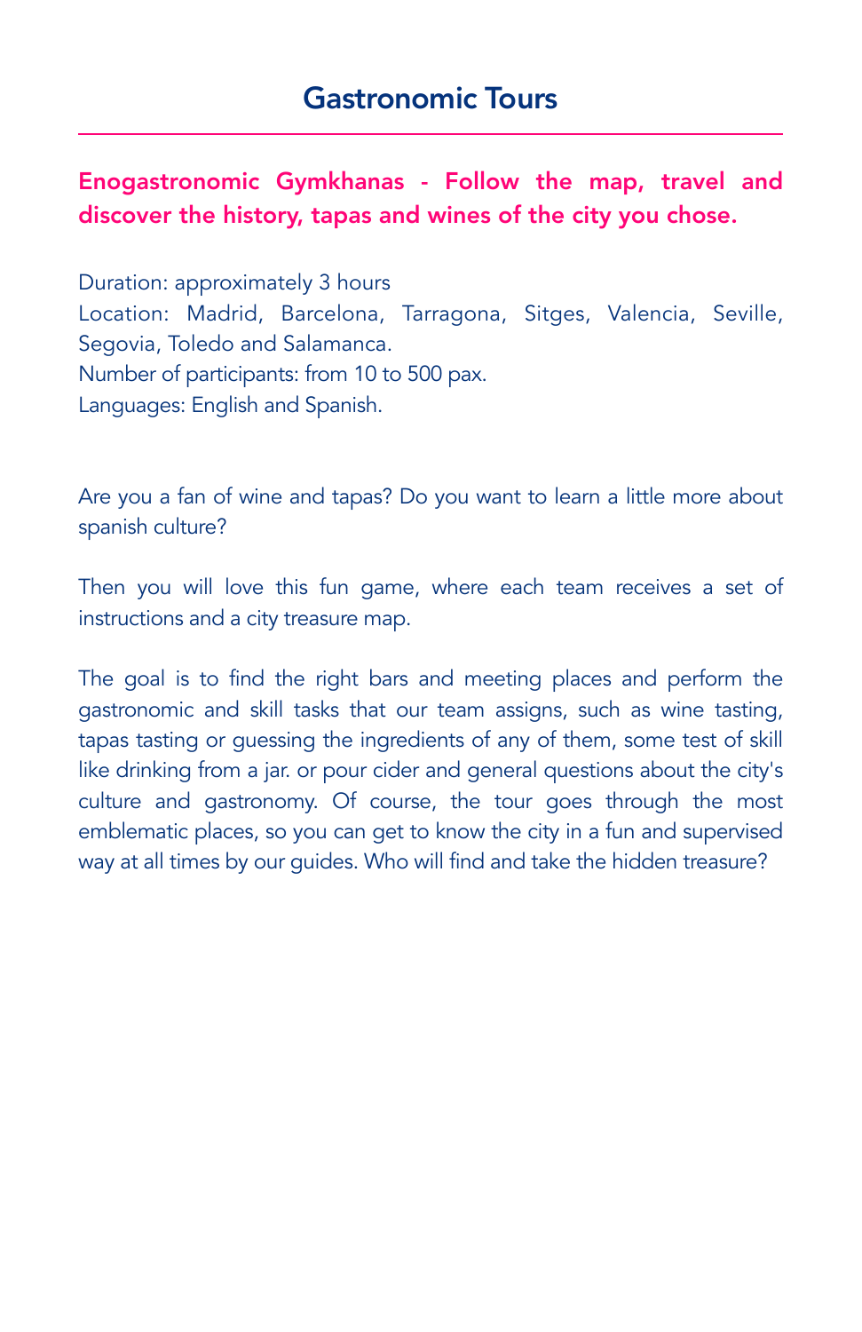# Gastronomic Tours

## Enogastronomic Gymkhanas - Follow the map, travel and discover the history, tapas and wines of the city you chose.

Duration: approximately 3 hours
Location: Madrid, Barcelona, Tarragona, Sitges, Valencia, Seville, Segovia, Toledo and Salamanca.
Number of participants: from 10 to 500 pax.
Languages: English and Spanish.

Are you a fan of wine and tapas? Do you want to learn a little more about spanish culture?

Then you will love this fun game, where each team receives a set of instructions and a city treasure map.

The goal is to find the right bars and meeting places and perform the gastronomic and skill tasks that our team assigns, such as wine tasting, tapas tasting or guessing the ingredients of any of them, some test of skill like drinking from a jar. or pour cider and general questions about the city's culture and gastronomy. Of course, the tour goes through the most emblematic places, so you can get to know the city in a fun and supervised way at all times by our guides. Who will find and take the hidden treasure?